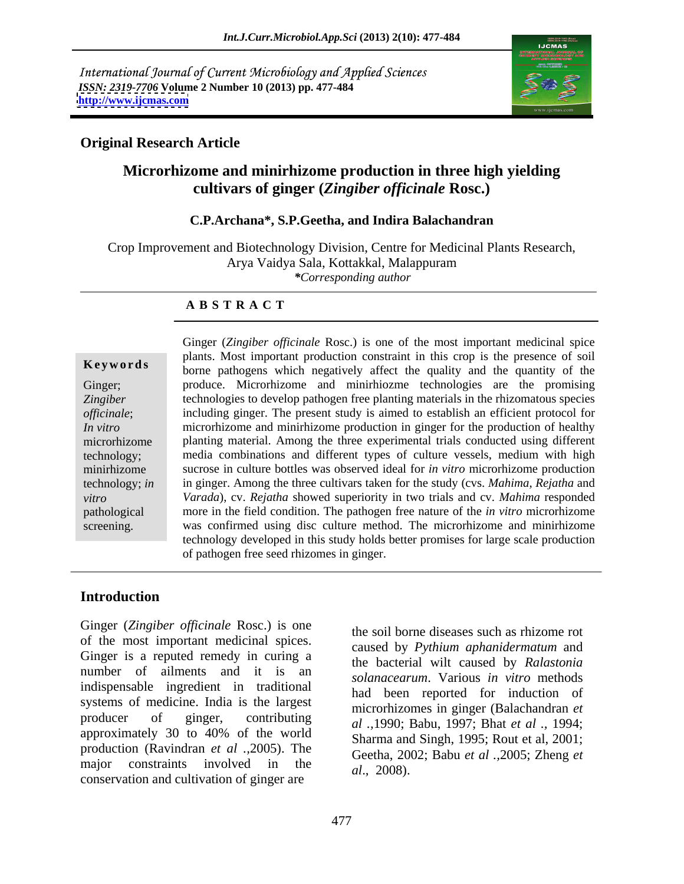International Journal of Current Microbiology and Applied Sciences
*ISSN: 2319-7706* **Volume 2 Number 10 (2013) pp. 477-484**
**http://www.ijcmas.com**

**Original Research Article**

# Microrhizome and minirhizome production in three high yielding cultivars of ginger (*Zingiber officinale* Rosc.)

**C.P.Archana*, S.P.Geetha, and Indira Balachandran**

Crop Improvement and Biotechnology Division, Centre for Medicinal Plants Research, Arya Vaidya Sala, Kottakkal, Malappuram

**Corresponding author*

## A B S T R A C T

**Keywords**

Ginger; *Zingiber officinale*; *In vitro* microrhizome technology; minirhizome technology; *in vitro* pathological screening.

Ginger (*Zingiber officinale* Rosc.) is one of the most important medicinal spice plants. Most important production constraint in this crop is the presence of soil borne pathogens which negatively affect the quality and the quantity of the produce. Microrhizome and minirhiozme technologies are the promising technologies to develop pathogen free planting materials in the rhizomatous species including ginger. The present study is aimed to establish an efficient protocol for microrhizome and minirhizome production in ginger for the production of healthy planting material. Among the three experimental trials conducted using different media combinations and different types of culture vessels, medium with high sucrose in culture bottles was observed ideal for *in vitro* microrhizome production in ginger. Among the three cultivars taken for the study (cvs. *Mahima*, *Rejatha* and *Varada*), cv. *Rejatha* showed superiority in two trials and cv. *Mahima* responded more in the field condition. The pathogen free nature of the *in vitro* microrhizome was confirmed using disc culture method. The microrhizome and minirhizome technology developed in this study holds better promises for large scale production of pathogen free seed rhizomes in ginger.

## Introduction

Ginger (*Zingiber officinale* Rosc.) is one of the most important medicinal spices. Ginger is a reputed remedy in curing a number of ailments and it is an indispensable ingredient in traditional systems of medicine. India is the largest producer of ginger, contributing approximately 30 to 40% of the world production (Ravindran *et al* .,2005). The major constraints involved in the conservation and cultivation of ginger are the soil borne diseases such as rhizome rot caused by *Pythium aphanidermatum* and the bacterial wilt caused by *Ralastonia solanacearum*. Various *in vitro* methods had been reported for induction of microrhizomes in ginger (Balachandran *et al* .,1990; Babu, 1997; Bhat *et al* ., 1994; Sharma and Singh, 1995; Rout et al, 2001; Geetha, 2002; Babu *et al* .,2005; Zheng *et al*., 2008).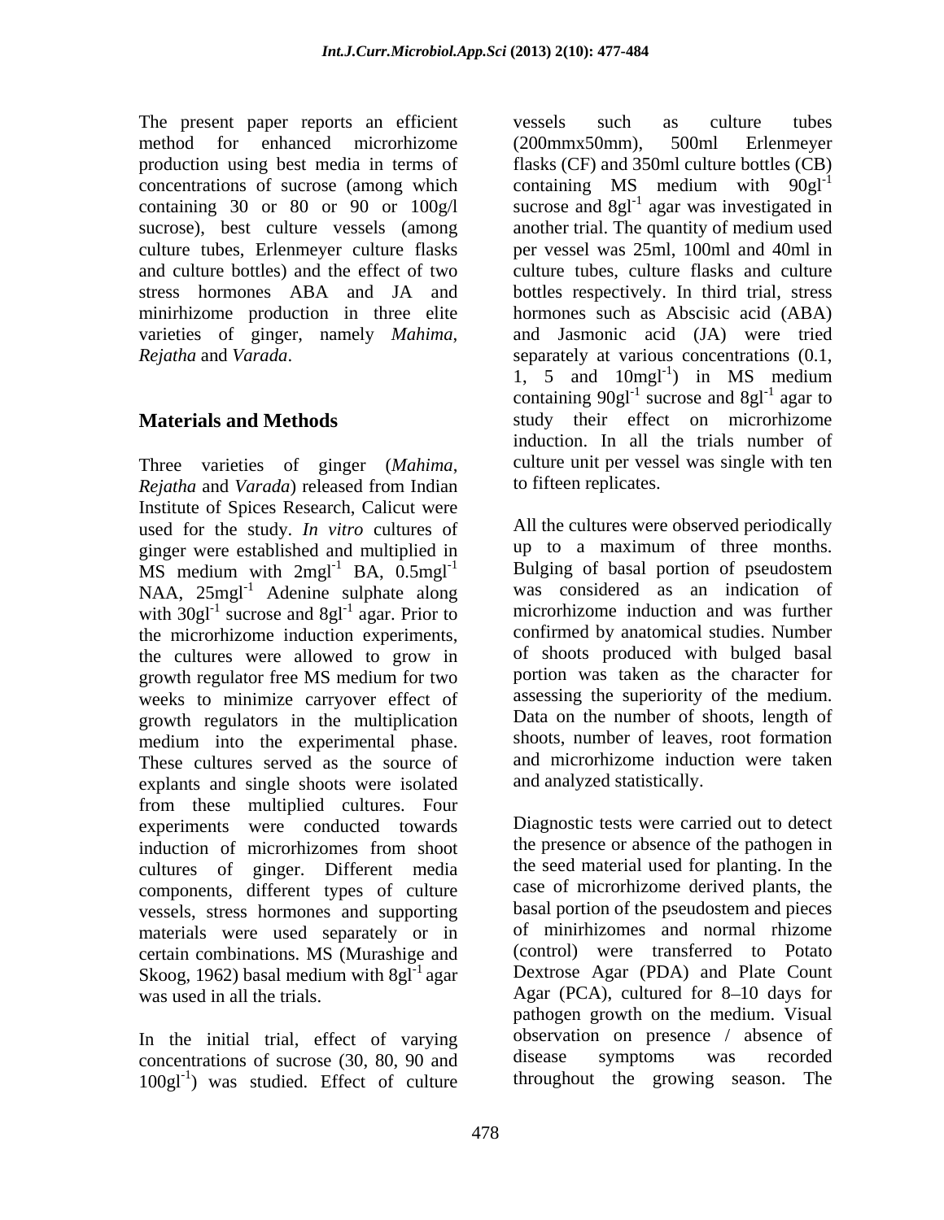The present paper reports an efficient method for enhanced microrhizome production using best media in terms of concentrations of sucrose (among which containing 30 or 80 or 90 or 100g/l sucrose), best culture vessels (among culture tubes, Erlenmeyer culture flasks and culture bottles) and the effect of two stress hormones ABA and JA and minirhizome production in three elite varieties of ginger, namely *Mahima*, *Rejatha* and *Varada*.

## Materials and Methods

Three varieties of ginger (*Mahima*, *Rejatha* and *Varada*) released from Indian Institute of Spices Research, Calicut were used for the study. *In vitro* cultures of ginger were established and multiplied in MS medium with $2mgl^{-1}$ BA, $0.5mgl^{-1}$ NAA, $25mgl^{-1}$ Adenine sulphate along with $30gl^{-1}$ sucrose and $8gl^{-1}$ agar. Prior to the microrhizome induction experiments, the cultures were allowed to grow in growth regulator free MS medium for two weeks to minimize carryover effect of growth regulators in the multiplication medium into the experimental phase. These cultures served as the source of explants and single shoots were isolated from these multiplied cultures. Four experiments were conducted towards induction of microrhizomes from shoot cultures of ginger. Different media components, different types of culture vessels, stress hormones and supporting materials were used separately or in certain combinations. MS (Murashige and Skoog, 1962) basal medium with $8gl^{-1}$ agar was used in all the trials.

In the initial trial, effect of varying concentrations of sucrose (30, 80, 90 and $100gl^{-1}$) was studied. Effect of culture vessels such as culture tubes (200mmx50mm), 500ml Erlenmeyer flasks (CF) and 350ml culture bottles (CB) containing MS medium with $90gl^{-1}$ sucrose and $8gl^{-1}$ agar was investigated in another trial. The quantity of medium used per vessel was 25ml, 100ml and 40ml in culture tubes, culture flasks and culture bottles respectively. In third trial, stress hormones such as Abscisic acid (ABA) and Jasmonic acid (JA) were tried separately at various concentrations (0.1, 1, 5 and $10mgl^{-1}$) in MS medium containing $90gl^{-1}$ sucrose and $8gl^{-1}$ agar to study their effect on microrhizome induction. In all the trials number of culture unit per vessel was single with ten to fifteen replicates.

All the cultures were observed periodically up to a maximum of three months. Bulging of basal portion of pseudostem was considered as an indication of microrhizome induction and was further confirmed by anatomical studies. Number of shoots produced with bulged basal portion was taken as the character for assessing the superiority of the medium. Data on the number of shoots, length of shoots, number of leaves, root formation and microrhizome induction were taken and analyzed statistically.

Diagnostic tests were carried out to detect the presence or absence of the pathogen in the seed material used for planting. In the case of microrhizome derived plants, the basal portion of the pseudostem and pieces of minirhizomes and normal rhizome (control) were transferred to Potato Dextrose Agar (PDA) and Plate Count Agar (PCA), cultured for 8–10 days for pathogen growth on the medium. Visual observation on presence / absence of disease symptoms was recorded throughout the growing season. The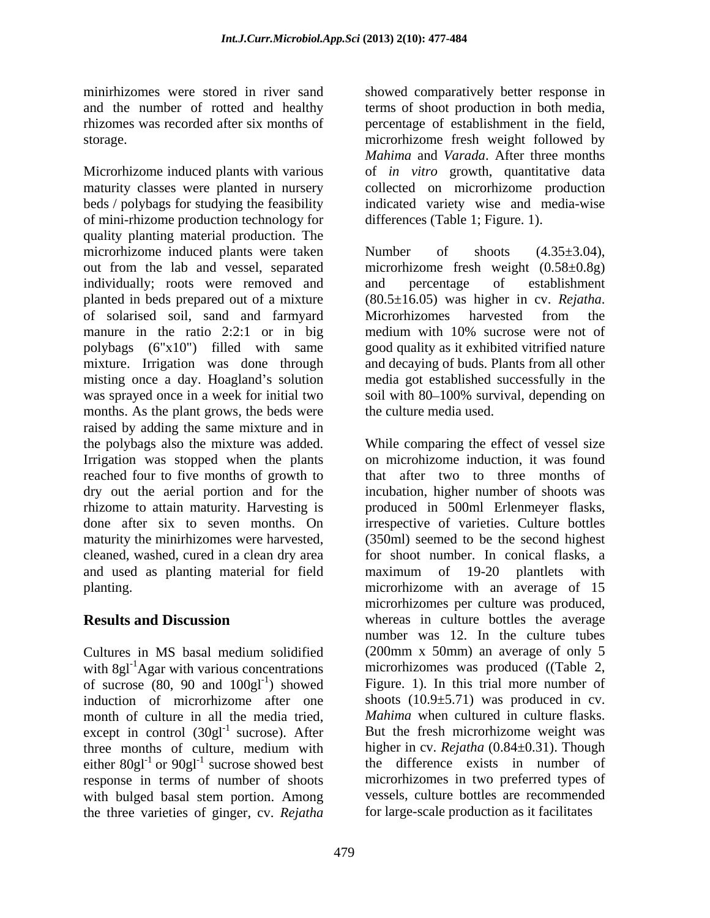minirhizomes were stored in river sand and the number of rotted and healthy rhizomes was recorded after six months of storage.

Microrhizome induced plants with various maturity classes were planted in nursery beds / polybags for studying the feasibility of mini-rhizome production technology for quality planting material production. The microrhizome induced plants were taken out from the lab and vessel, separated individually; roots were removed and planted in beds prepared out of a mixture of solarised soil, sand and farmyard manure in the ratio 2:2:1 or in big polybags (6"x10") filled with same mixture. Irrigation was done through misting once a day. Hoagland's solution was sprayed once in a week for initial two months. As the plant grows, the beds were raised by adding the same mixture and in the polybags also the mixture was added. Irrigation was stopped when the plants reached four to five months of growth to dry out the aerial portion and for the rhizome to attain maturity. Harvesting is done after six to seven months. On maturity the minirhizomes were harvested, cleaned, washed, cured in a clean dry area and used as planting material for field planting.

## Results and Discussion

Cultures in MS basal medium solidified with $8gl^{-1}$Agar with various concentrations of sucrose (80, 90 and $100gl^{-1}$) showed induction of microrhizome after one month of culture in all the media tried, except in control ($30gl^{-1}$ sucrose). After three months of culture, medium with either $80gl^{-1}$ or $90gl^{-1}$ sucrose showed best response in terms of number of shoots with bulged basal stem portion. Among the three varieties of ginger, cv. *Rejatha* showed comparatively better response in terms of shoot production in both media, percentage of establishment in the field, microrhizome fresh weight followed by *Mahima* and *Varada*. After three months of *in vitro* growth, quantitative data collected on microrhizome production indicated variety wise and media-wise differences (Table 1; Figure. 1).

Number of shoots (4.35±3.04), microrhizome fresh weight (0.58±0.8g) and percentage of establishment (80.5±16.05) was higher in cv. *Rejatha*. Microrhizomes harvested from the medium with 10% sucrose were not of good quality as it exhibited vitrified nature and decaying of buds. Plants from all other media got established successfully in the soil with 80–100% survival, depending on the culture media used.

While comparing the effect of vessel size on microhizome induction, it was found that after two to three months of incubation, higher number of shoots was produced in 500ml Erlenmeyer flasks, irrespective of varieties. Culture bottles (350ml) seemed to be the second highest for shoot number. In conical flasks, a maximum of 19-20 plantlets with microrhizome with an average of 15 microrhizomes per culture was produced, whereas in culture bottles the average number was 12. In the culture tubes (200mm x 50mm) an average of only 5 microrhizomes was produced ((Table 2, Figure. 1). In this trial more number of shoots (10.9±5.71) was produced in cv. *Mahima* when cultured in culture flasks. But the fresh microrhizome weight was higher in cv. *Rejatha* (0.84±0.31). Though the difference exists in number of microrhizomes in two preferred types of vessels, culture bottles are recommended for large-scale production as it facilitates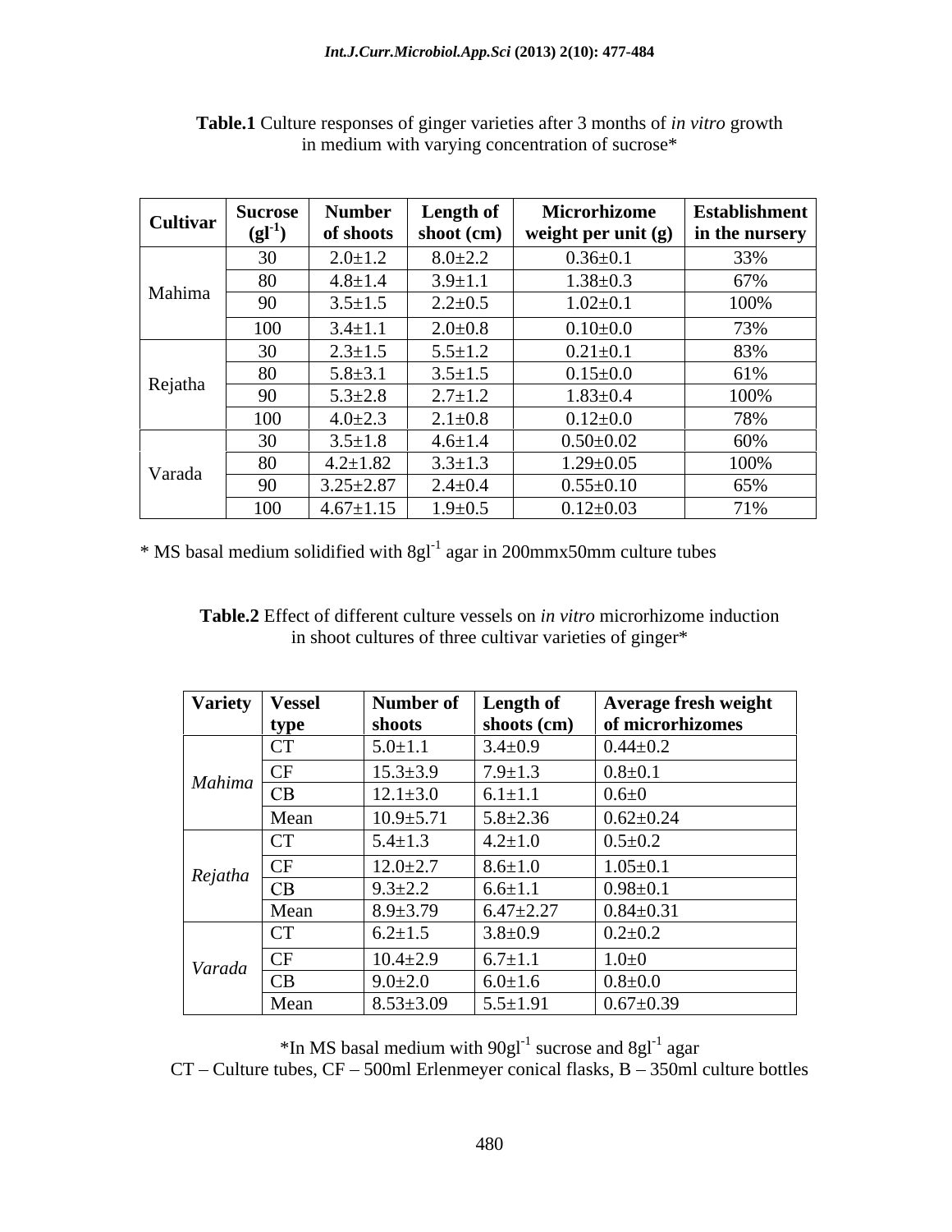**Table.1** Culture responses of ginger varieties after 3 months of *in vitro* growth in medium with varying concentration of sucrose*

| Cultivar | Sucrose ($gl^{-1}$) | Number of shoots | Length of shoot (cm) | Microrhizome weight per unit (g) | Establishment in the nursery |
|---|---|---|---|---|---|
| Mahima | 30 | 2.0±1.2 | 8.0±2.2 | 0.36±0.1 | 33% |
| | 80 | 4.8±1.4 | 3.9±1.1 | 1.38±0.3 | 67% |
| | 90 | 3.5±1.5 | 2.2±0.5 | 1.02±0.1 | 100% |
| | 100 | 3.4±1.1 | 2.0±0.8 | 0.10±0.0 | 73% |
| Rejatha | 30 | 2.3±1.5 | 5.5±1.2 | 0.21±0.1 | 83% |
| | 80 | 5.8±3.1 | 3.5±1.5 | 0.15±0.0 | 61% |
| | 90 | 5.3±2.8 | 2.7±1.2 | 1.83±0.4 | 100% |
| | 100 | 4.0±2.3 | 2.1±0.8 | 0.12±0.0 | 78% |
| Varada | 30 | 3.5±1.8 | 4.6±1.4 | 0.50±0.02 | 60% |
| | 80 | 4.2±1.82 | 3.3±1.3 | 1.29±0.05 | 100% |
| | 90 | 3.25±2.87 | 2.4±0.4 | 0.55±0.10 | 65% |
| | 100 | 4.67±1.15 | 1.9±0.5 | 0.12±0.03 | 71% |

\* MS basal medium solidified with $8gl^{-1}$ agar in 200mmx50mm culture tubes

**Table.2** Effect of different culture vessels on *in vitro* microrhizome induction in shoot cultures of three cultivar varieties of ginger*

| Variety | Vessel type | Number of shoots | Length of shoots (cm) | Average fresh weight of microrhizomes |
|---|---|---|---|---|
| *Mahima* | CT | 5.0±1.1 | 3.4±0.9 | 0.44±0.2 |
| | CF | 15.3±3.9 | 7.9±1.3 | 0.8±0.1 |
| | CB | 12.1±3.0 | 6.1±1.1 | 0.6±0 |
| | Mean | 10.9±5.71 | 5.8±2.36 | 0.62±0.24 |
| *Rejatha* | CT | 5.4±1.3 | 4.2±1.0 | 0.5±0.2 |
| | CF | 12.0±2.7 | 8.6±1.0 | 1.05±0.1 |
| | CB | 9.3±2.2 | 6.6±1.1 | 0.98±0.1 |
| | Mean | 8.9±3.79 | 6.47±2.27 | 0.84±0.31 |
| *Varada* | CT | 6.2±1.5 | 3.8±0.9 | 0.2±0.2 |
| | CF | 10.4±2.9 | 6.7±1.1 | 1.0±0 |
| | CB | 9.0±2.0 | 6.0±1.6 | 0.8±0.0 |
| | Mean | 8.53±3.09 | 5.5±1.91 | 0.67±0.39 |

*In MS basal medium with $90gl^{-1}$ sucrose and $8gl^{-1}$ agar

CT – Culture tubes, CF – 500ml Erlenmeyer conical flasks, B – 350ml culture bottles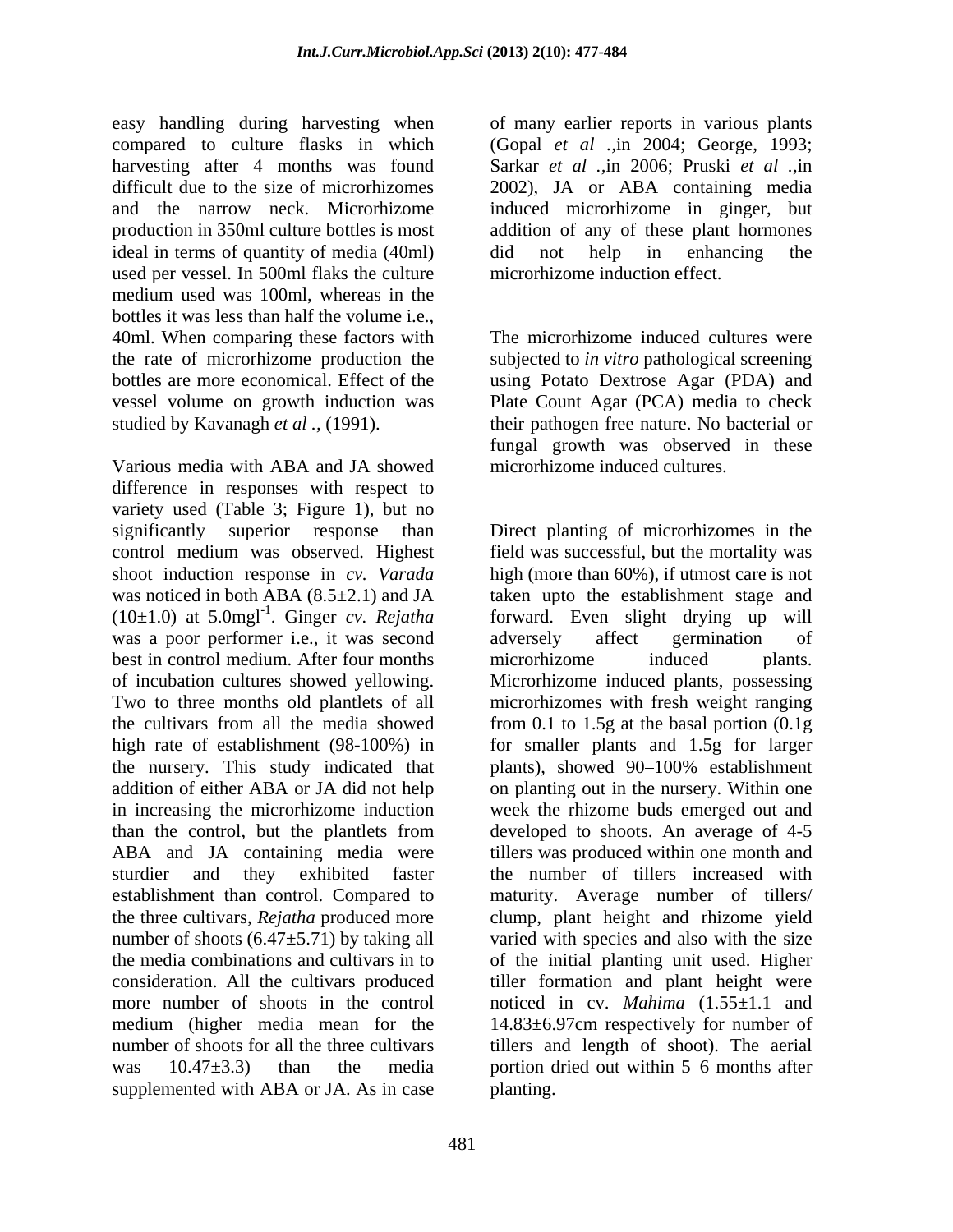easy handling during harvesting when compared to culture flasks in which harvesting after 4 months was found difficult due to the size of microrhizomes and the narrow neck. Microrhizome production in 350ml culture bottles is most ideal in terms of quantity of media (40ml) used per vessel. In 500ml flaks the culture medium used was 100ml, whereas in the bottles it was less than half the volume i.e., 40ml. When comparing these factors with the rate of microrhizome production the bottles are more economical. Effect of the vessel volume on growth induction was studied by Kavanagh *et al .,* (1991).

Various media with ABA and JA showed difference in responses with respect to variety used (Table 3; Figure 1), but no significantly superior response than control medium was observed. Highest shoot induction response in *cv. Varada* was noticed in both ABA (8.5±2.1) and JA (10±1.0) at 5.0mgl$^{-1}$. Ginger *cv. Rejatha* was a poor performer i.e., it was second best in control medium. After four months of incubation cultures showed yellowing. Two to three months old plantlets of all the cultivars from all the media showed high rate of establishment (98-100%) in the nursery. This study indicated that addition of either ABA or JA did not help in increasing the microrhizome induction than the control, but the plantlets from ABA and JA containing media were sturdier and they exhibited faster establishment than control. Compared to the three cultivars, *Rejatha* produced more number of shoots (6.47±5.71) by taking all the media combinations and cultivars in to consideration. All the cultivars produced more number of shoots in the control medium (higher media mean for the number of shoots for all the three cultivars was 10.47±3.3) than the media supplemented with ABA or JA. As in case of many earlier reports in various plants (Gopal *et al* .,in 2004; George, 1993; Sarkar *et al* .,in 2006; Pruski *et al* .,in 2002), JA or ABA containing media induced microrhizome in ginger, but addition of any of these plant hormones did not help in enhancing the microrhizome induction effect.

The microrhizome induced cultures were subjected to *in vitro* pathological screening using Potato Dextrose Agar (PDA) and Plate Count Agar (PCA) media to check their pathogen free nature. No bacterial or fungal growth was observed in these microrhizome induced cultures.

Direct planting of microrhizomes in the field was successful, but the mortality was high (more than 60%), if utmost care is not taken upto the establishment stage and forward. Even slight drying up will adversely affect germination of microrhizome induced plants. Microrhizome induced plants, possessing microrhizomes with fresh weight ranging from 0.1 to 1.5g at the basal portion (0.1g for smaller plants and 1.5g for larger plants), showed 90–100% establishment on planting out in the nursery. Within one week the rhizome buds emerged out and developed to shoots. An average of 4-5 tillers was produced within one month and the number of tillers increased with maturity. Average number of tillers/ clump, plant height and rhizome yield varied with species and also with the size of the initial planting unit used. Higher tiller formation and plant height were noticed in cv. *Mahima* (1.55±1.1 and 14.83±6.97cm respectively for number of tillers and length of shoot). The aerial portion dried out within 5–6 months after planting.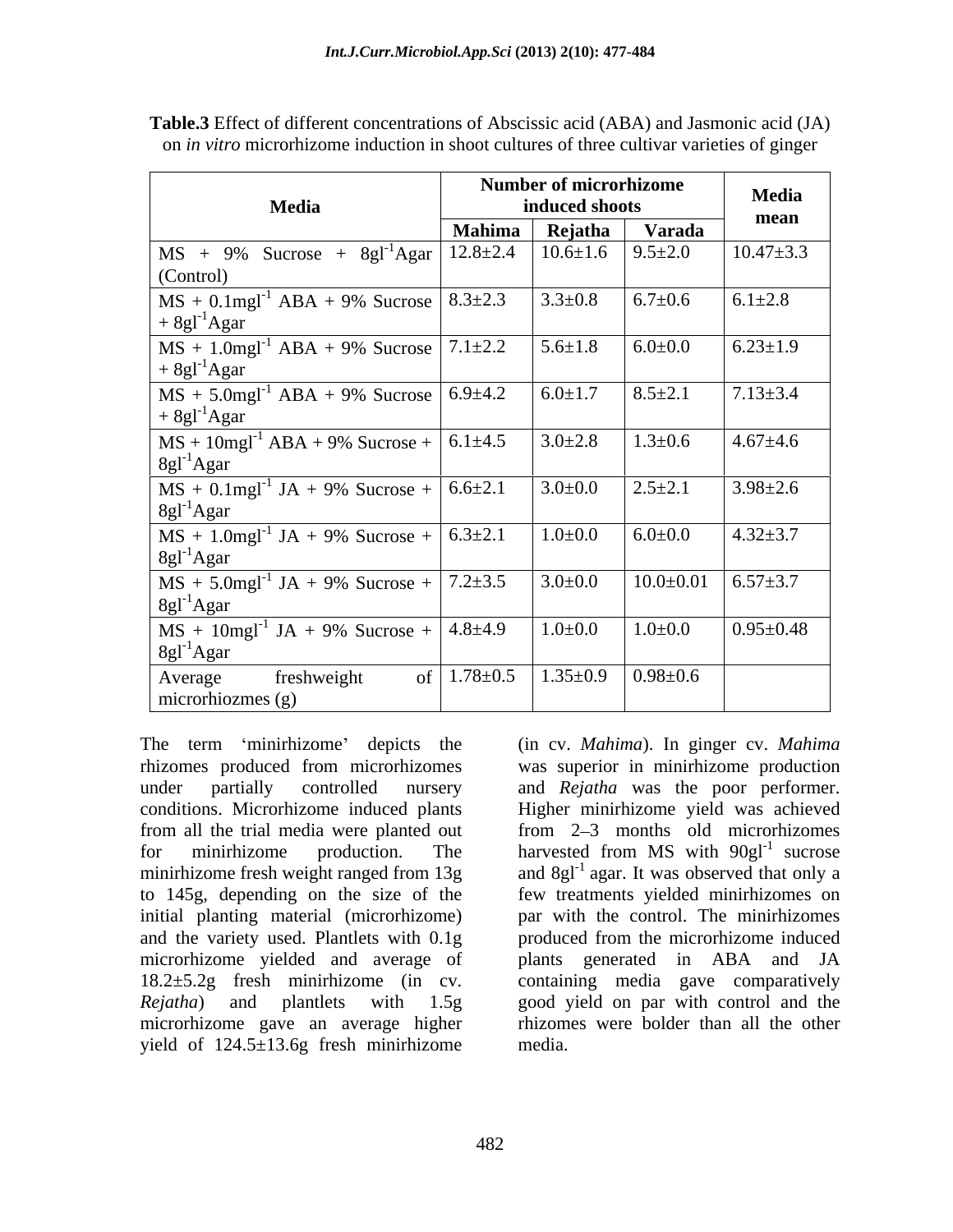**Table.3** Effect of different concentrations of Abscissic acid (ABA) and Jasmonic acid (JA) on *in vitro* microrhizome induction in shoot cultures of three cultivar varieties of ginger

| Media | Number of microrhizome induced shoots | | | Media mean |
|---|---|---|---|---|
| | Mahima | Rejatha | Varada | |
| MS + 9% Sucrose + $8gl^{-1}$Agar (Control) | 12.8±2.4 | 10.6±1.6 | 9.5±2.0 | 10.47±3.3 |
| MS + $0.1mgl^{-1}$ ABA + 9% Sucrose + $8gl^{-1}$Agar | 8.3±2.3 | 3.3±0.8 | 6.7±0.6 | 6.1±2.8 |
| MS + $1.0mgl^{-1}$ ABA + 9% Sucrose + $8gl^{-1}$Agar | 7.1±2.2 | 5.6±1.8 | 6.0±0.0 | 6.23±1.9 |
| MS + $5.0mgl^{-1}$ ABA + 9% Sucrose + $8gl^{-1}$Agar | 6.9±4.2 | 6.0±1.7 | 8.5±2.1 | 7.13±3.4 |
| MS + $10mgl^{-1}$ ABA + 9% Sucrose + $8gl^{-1}$Agar | 6.1±4.5 | 3.0±2.8 | 1.3±0.6 | 4.67±4.6 |
| MS + $0.1mgl^{-1}$ JA + 9% Sucrose + $8gl^{-1}$Agar | 6.6±2.1 | 3.0±0.0 | 2.5±2.1 | 3.98±2.6 |
| MS + $1.0mgl^{-1}$ JA + 9% Sucrose + $8gl^{-1}$Agar | 6.3±2.1 | 1.0±0.0 | 6.0±0.0 | 4.32±3.7 |
| MS + $5.0mgl^{-1}$ JA + 9% Sucrose + $8gl^{-1}$Agar | 7.2±3.5 | 3.0±0.0 | 10.0±0.01 | 6.57±3.7 |
| MS + $10mgl^{-1}$ JA + 9% Sucrose + $8gl^{-1}$Agar | 4.8±4.9 | 1.0±0.0 | 1.0±0.0 | 0.95±0.48 |
| Average freshweight of microrhiozmes (g) | 1.78±0.5 | 1.35±0.9 | 0.98±0.6 | |

The term 'minirhizome' depicts the rhizomes produced from microrhizomes under partially controlled nursery conditions. Microrhizome induced plants from all the trial media were planted out for minirhizome production. The minirhizome fresh weight ranged from 13g to 145g, depending on the size of the initial planting material (microrhizome) and the variety used. Plantlets with 0.1g microrhizome yielded and average of 18.2±5.2g fresh minirhizome (in cv. *Rejatha*) and plantlets with 1.5g microrhizome gave an average higher yield of 124.5±13.6g fresh minirhizome (in cv. *Mahima*). In ginger cv. *Mahima* was superior in minirhizome production and *Rejatha* was the poor performer. Higher minirhizome yield was achieved from 2–3 months old microrhizomes harvested from MS with $90gl^{-1}$ sucrose and $8gl^{-1}$ agar. It was observed that only a few treatments yielded minirhizomes on par with the control. The minirhizomes produced from the microrhizome induced plants generated in ABA and JA containing media gave comparatively good yield on par with control and the rhizomes were bolder than all the other media.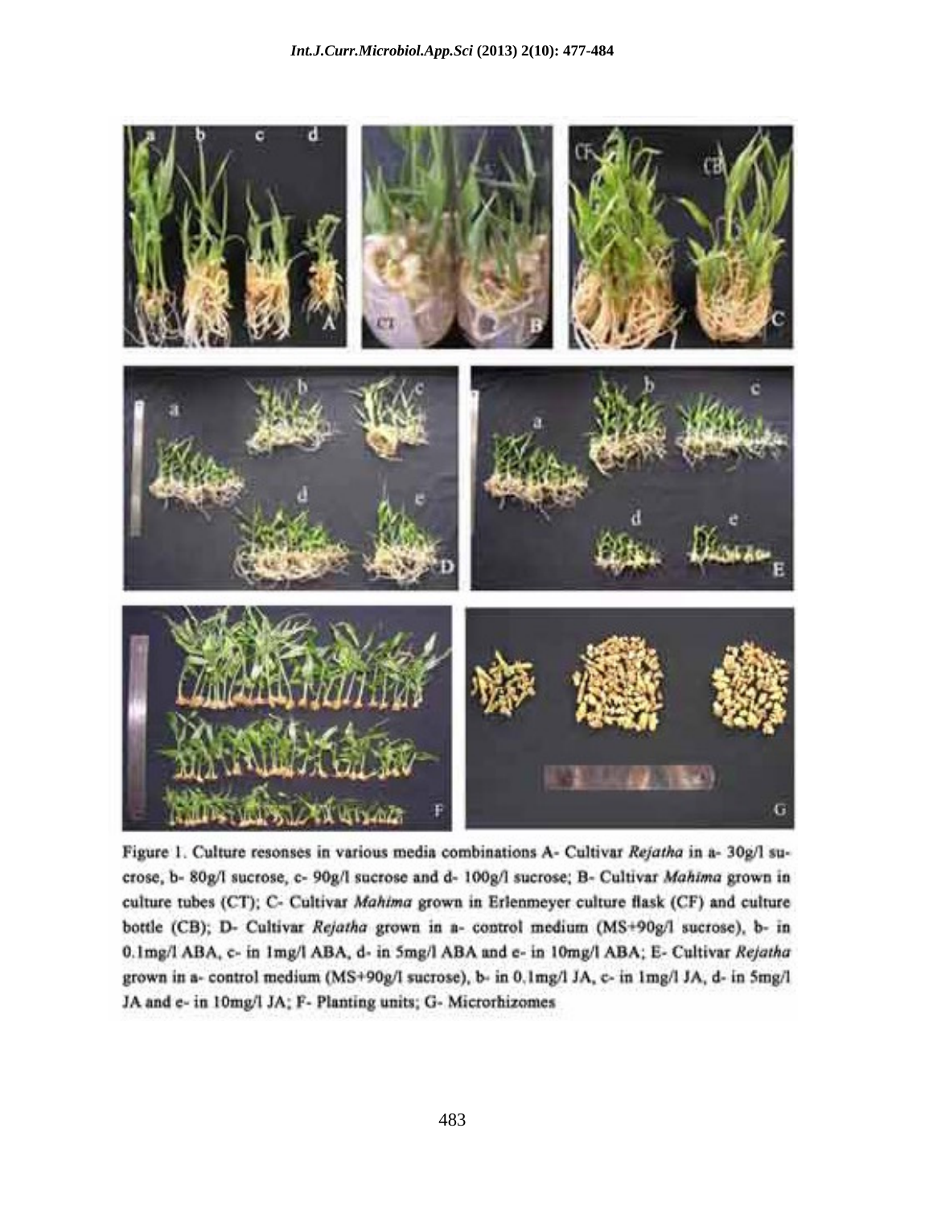Figure 1. Culture resonses in various media combinations A- Cultivar *Rejatha* in a- 30g/l sucrose, b- 80g/l sucrose, c- 90g/l sucrose and d- 100g/l sucrose; B- Cultivar *Mahima* grown in culture tubes (CT); C- Cultivar *Mahima* grown in Erlenmeyer culture flask (CF) and culture bottle (CB); D- Cultivar *Rejatha* grown in a- control medium (MS+90g/l sucrose), b- in 0.1mg/l ABA, c- in 1mg/l ABA, d- in 5mg/l ABA and e- in 10mg/l ABA; E- Cultivar *Rejatha* grown in a- control medium (MS+90g/l sucrose), b- in 0.1mg/l JA, c- in 1mg/l JA, d- in 5mg/l JA and e- in 10mg/l JA; F- Planting units; G- Microrhizomes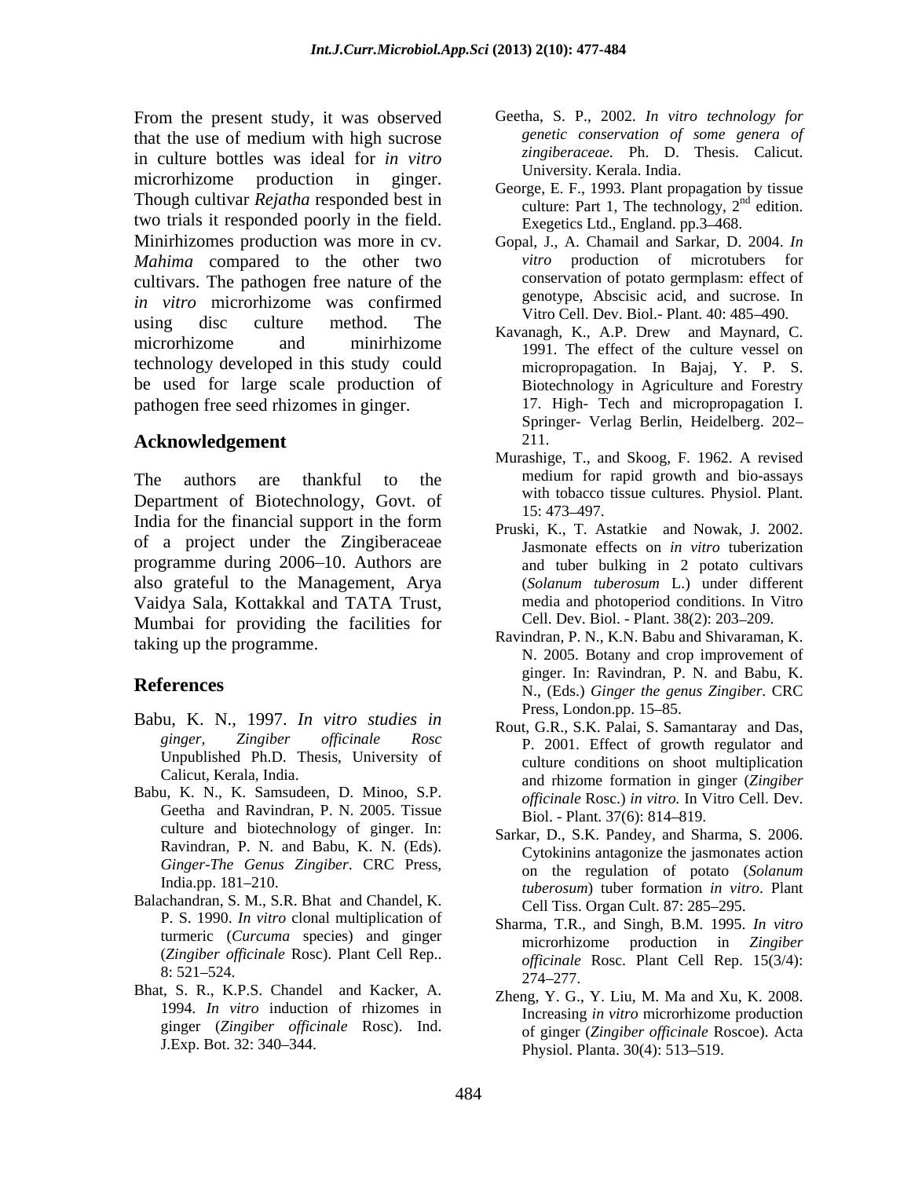From the present study, it was observed that the use of medium with high sucrose in culture bottles was ideal for *in vitro* microrhizome production in ginger. Though cultivar *Rejatha* responded best in two trials it responded poorly in the field. Minirhizomes production was more in cv. *Mahima* compared to the other two cultivars. The pathogen free nature of the *in vitro* microrhizome was confirmed using disc culture method. The microrhizome and minirhizome technology developed in this study could be used for large scale production of pathogen free seed rhizomes in ginger.

## Acknowledgement

The authors are thankful to the Department of Biotechnology, Govt. of India for the financial support in the form of a project under the Zingiberaceae programme during 2006–10. Authors are also grateful to the Management, Arya Vaidya Sala, Kottakkal and TATA Trust, Mumbai for providing the facilities for taking up the programme.

## References

Babu, K. N., 1997. *In vitro studies in ginger, Zingiber officinale Rosc* Unpublished Ph.D. Thesis, University of Calicut, Kerala, India.

Babu, K. N., K. Samsudeen, D. Minoo, S.P. Geetha and Ravindran, P. N. 2005. Tissue culture and biotechnology of ginger. In: Ravindran, P. N. and Babu, K. N. (Eds). *Ginger-The Genus Zingiber*. CRC Press, India.pp. 181–210.

Balachandran, S. M., S.R. Bhat and Chandel, K. P. S. 1990. *In vitro* clonal multiplication of turmeric (*Curcuma* species) and ginger (*Zingiber officinale* Rosc). Plant Cell Rep.. 8: 521–524.

Bhat, S. R., K.P.S. Chandel and Kacker, A. 1994. *In vitro* induction of rhizomes in ginger (*Zingiber officinale* Rosc). Ind. J.Exp. Bot. 32: 340–344.

Geetha, S. P., 2002. *In vitro technology for genetic conservation of some genera of zingiberaceae*. Ph. D. Thesis. Calicut. University. Kerala. India.

George, E. F., 1993. Plant propagation by tissue culture: Part 1, The technology, 2nd edition. Exegetics Ltd., England. pp.3–468.

Gopal, J., A. Chamail and Sarkar, D. 2004. *In vitro* production of microtubers for conservation of potato germplasm: effect of genotype, Abscisic acid, and sucrose. In Vitro Cell. Dev. Biol.- Plant. 40: 485–490.

Kavanagh, K., A.P. Drew and Maynard, C. 1991. The effect of the culture vessel on micropropagation. In Bajaj, Y. P. S. Biotechnology in Agriculture and Forestry 17. High- Tech and micropropagation I. Springer- Verlag Berlin, Heidelberg. 202–211.

Murashige, T., and Skoog, F. 1962. A revised medium for rapid growth and bio-assays with tobacco tissue cultures. Physiol. Plant. 15: 473–497.

Pruski, K., T. Astatkie and Nowak, J. 2002. Jasmonate effects on *in vitro* tuberization and tuber bulking in 2 potato cultivars (*Solanum tuberosum* L.) under different media and photoperiod conditions. In Vitro Cell. Dev. Biol. - Plant. 38(2): 203–209.

Ravindran, P. N., K.N. Babu and Shivaraman, K. N. 2005. Botany and crop improvement of ginger. In: Ravindran, P. N. and Babu, K. N., (Eds.) *Ginger the genus Zingiber*. CRC Press, London.pp. 15–85.

Rout, G.R., S.K. Palai, S. Samantaray and Das, P. 2001. Effect of growth regulator and culture conditions on shoot multiplication and rhizome formation in ginger (*Zingiber officinale* Rosc.) *in vitro.* In Vitro Cell. Dev. Biol. - Plant. 37(6): 814–819.

Sarkar, D., S.K. Pandey, and Sharma, S. 2006. Cytokinins antagonize the jasmonates action on the regulation of potato (*Solanum tuberosum*) tuber formation *in vitro*. Plant Cell Tiss. Organ Cult. 87: 285–295.

Sharma, T.R., and Singh, B.M. 1995. *In vitro* microrhizome production in *Zingiber officinale* Rosc. Plant Cell Rep. 15(3/4): 274–277.

Zheng, Y. G., Y. Liu, M. Ma and Xu, K. 2008. Increasing *in vitro* microrhizome production of ginger (*Zingiber officinale* Roscoe). Acta Physiol. Planta. 30(4): 513–519.